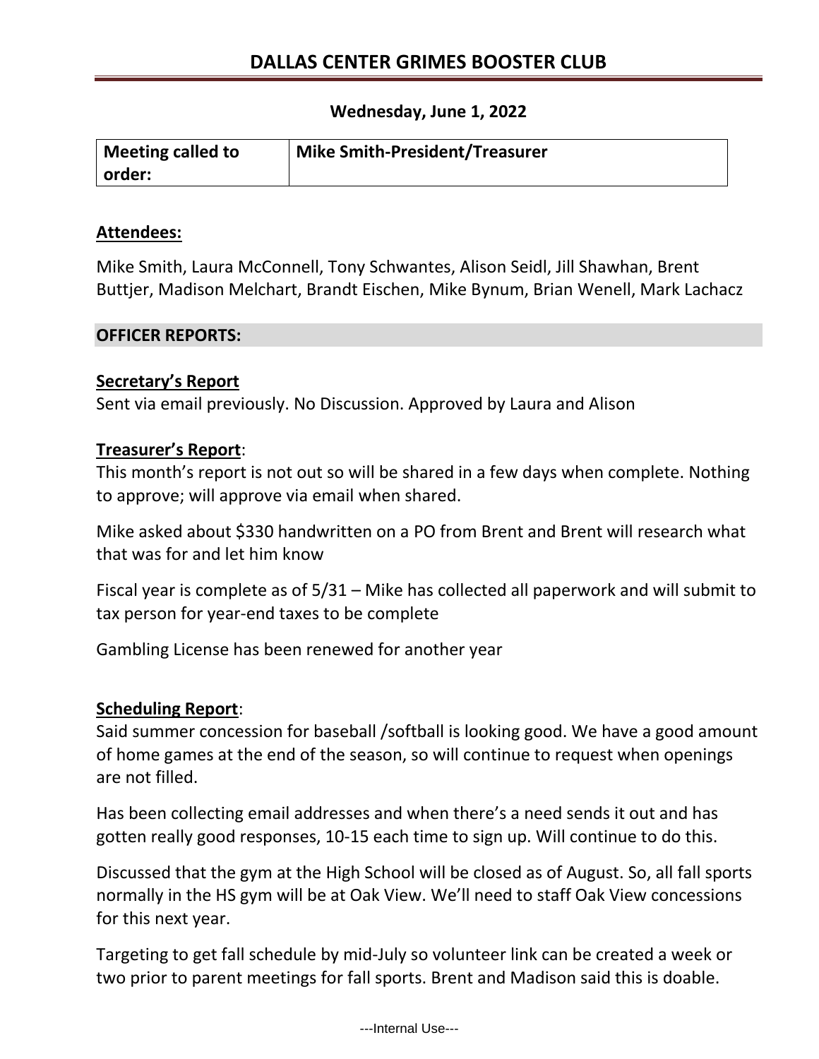# DALLAS CENTER GRIMES BOOSTER CLUB

**Wednesday, June 1, 2022**

| **Meeting called to order:** | **Mike Smith-President/Treasurer** |
|---|---|

## Attendees:

Mike Smith, Laura McConnell, Tony Schwantes, Alison Seidl, Jill Shawhan, Brent Buttjer, Madison Melchart, Brandt Eischen, Mike Bynum, Brian Wenell, Mark Lachacz

## OFFICER REPORTS:

### Secretary's Report

Sent via email previously. No Discussion. Approved by Laura and Alison

### Treasurer's Report:

This month's report is not out so will be shared in a few days when complete. Nothing to approve; will approve via email when shared.

Mike asked about $330 handwritten on a PO from Brent and Brent will research what that was for and let him know

Fiscal year is complete as of 5/31 – Mike has collected all paperwork and will submit to tax person for year-end taxes to be complete

Gambling License has been renewed for another year

### Scheduling Report:

Said summer concession for baseball /softball is looking good. We have a good amount of home games at the end of the season, so will continue to request when openings are not filled.

Has been collecting email addresses and when there's a need sends it out and has gotten really good responses, 10-15 each time to sign up. Will continue to do this.

Discussed that the gym at the High School will be closed as of August. So, all fall sports normally in the HS gym will be at Oak View. We'll need to staff Oak View concessions for this next year.

Targeting to get fall schedule by mid-July so volunteer link can be created a week or two prior to parent meetings for fall sports. Brent and Madison said this is doable.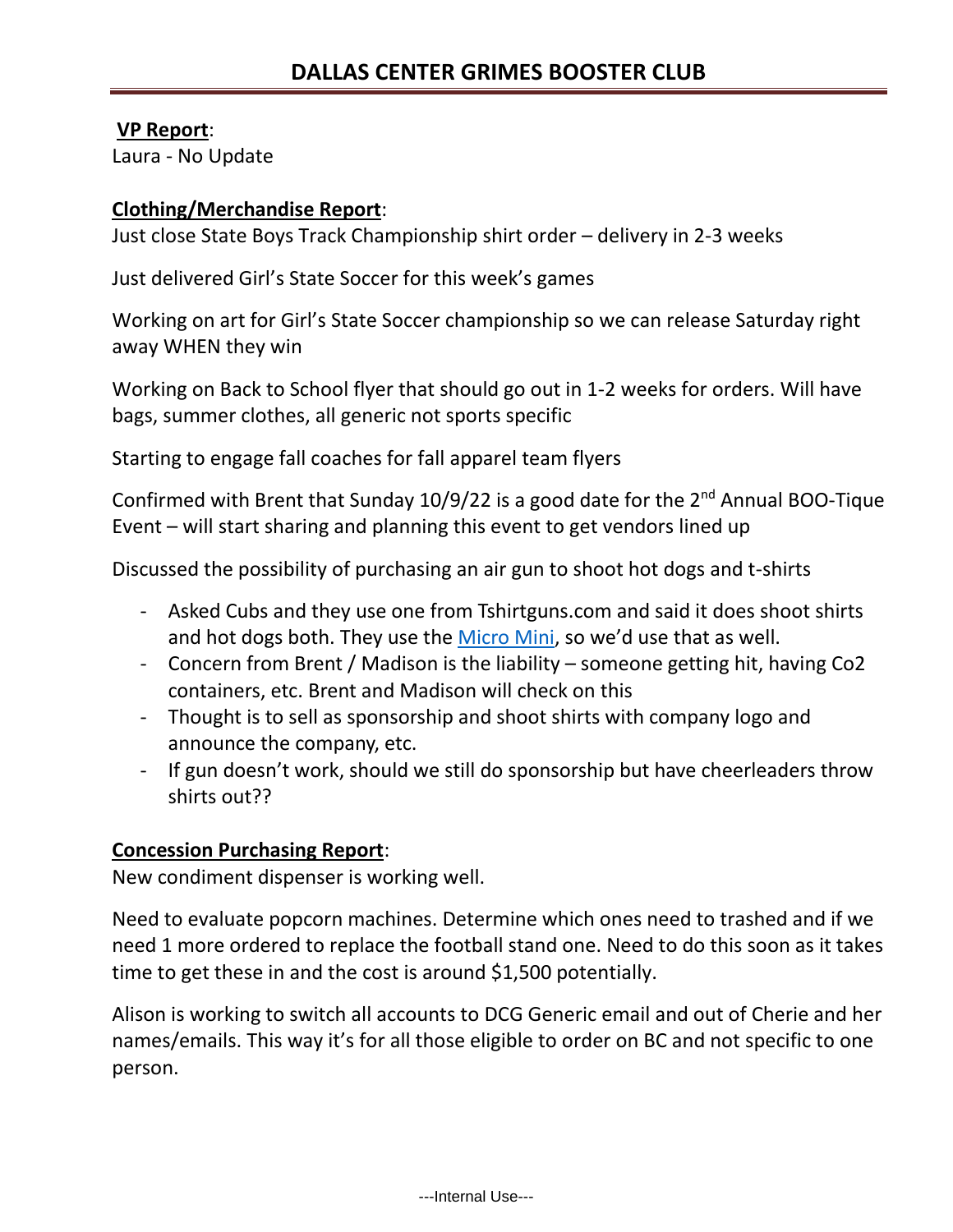# DALLAS CENTER GRIMES BOOSTER CLUB

**VP Report**:
Laura - No Update

**Clothing/Merchandise Report**:
Just close State Boys Track Championship shirt order – delivery in 2-3 weeks

Just delivered Girl's State Soccer for this week's games

Working on art for Girl's State Soccer championship so we can release Saturday right away WHEN they win

Working on Back to School flyer that should go out in 1-2 weeks for orders. Will have bags, summer clothes, all generic not sports specific

Starting to engage fall coaches for fall apparel team flyers

Confirmed with Brent that Sunday 10/9/22 is a good date for the 2nd Annual BOO-Tique Event – will start sharing and planning this event to get vendors lined up

Discussed the possibility of purchasing an air gun to shoot hot dogs and t-shirts

- Asked Cubs and they use one from Tshirtguns.com and said it does shoot shirts and hot dogs both. They use the Micro Mini, so we'd use that as well.
- Concern from Brent / Madison is the liability – someone getting hit, having Co2 containers, etc. Brent and Madison will check on this
- Thought is to sell as sponsorship and shoot shirts with company logo and announce the company, etc.
- If gun doesn't work, should we still do sponsorship but have cheerleaders throw shirts out??

**Concession Purchasing Report**:
New condiment dispenser is working well.

Need to evaluate popcorn machines. Determine which ones need to trashed and if we need 1 more ordered to replace the football stand one. Need to do this soon as it takes time to get these in and the cost is around $1,500 potentially.

Alison is working to switch all accounts to DCG Generic email and out of Cherie and her names/emails. This way it's for all those eligible to order on BC and not specific to one person.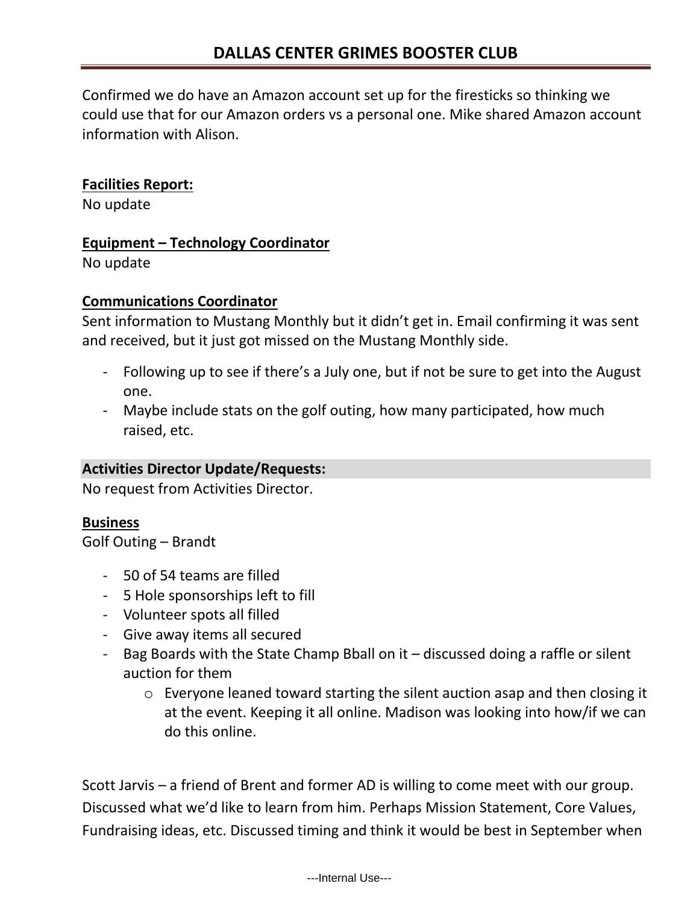Confirmed we do have an Amazon account set up for the firesticks so thinking we could use that for our Amazon orders vs a personal one. Mike shared Amazon account information with Alison.

**Facilities Report:**

No update

**Equipment – Technology Coordinator**

No update

**Communications Coordinator**

Sent information to Mustang Monthly but it didn't get in. Email confirming it was sent and received, but it just got missed on the Mustang Monthly side.

- Following up to see if there's a July one, but if not be sure to get into the August one.
- Maybe include stats on the golf outing, how many participated, how much raised, etc.

**Activities Director Update/Requests:**

No request from Activities Director.

**Business**

Golf Outing – Brandt

- 50 of 54 teams are filled
- 5 Hole sponsorships left to fill
- Volunteer spots all filled
- Give away items all secured
- Bag Boards with the State Champ Bball on it – discussed doing a raffle or silent auction for them
    - Everyone leaned toward starting the silent auction asap and then closing it at the event. Keeping it all online. Madison was looking into how/if we can do this online.

Scott Jarvis – a friend of Brent and former AD is willing to come meet with our group. Discussed what we'd like to learn from him. Perhaps Mission Statement, Core Values, Fundraising ideas, etc. Discussed timing and think it would be best in September when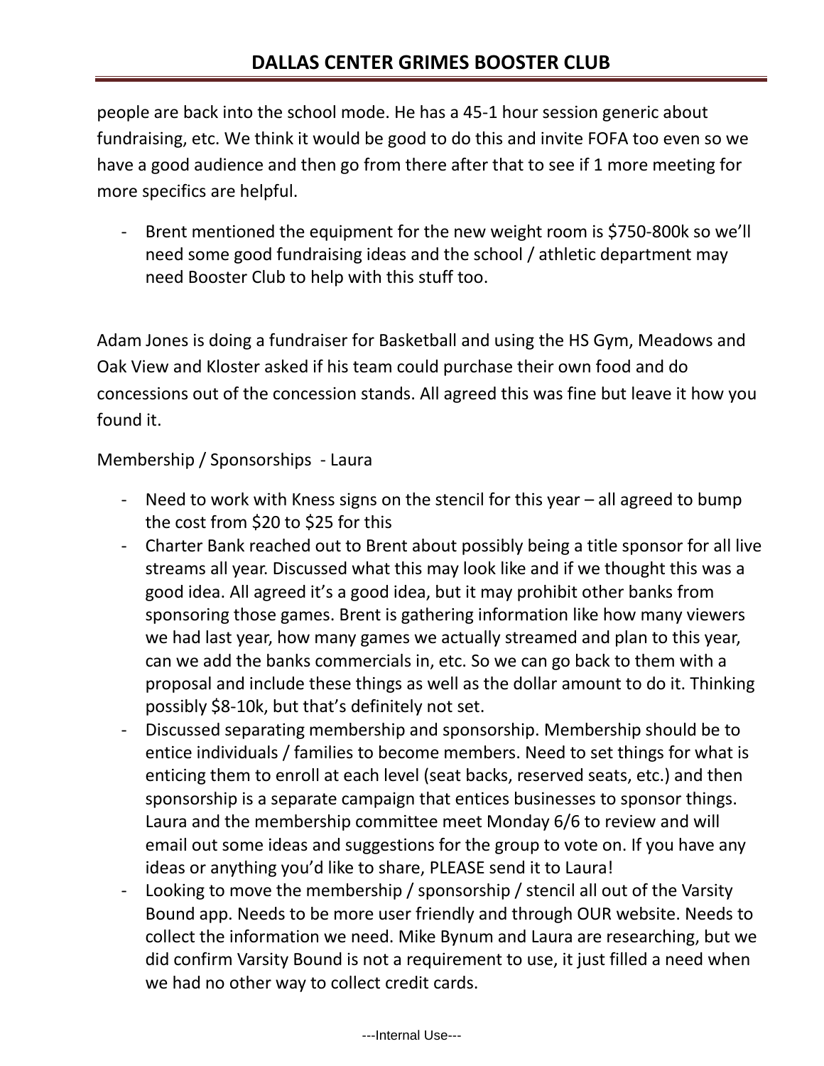people are back into the school mode. He has a 45-1 hour session generic about fundraising, etc. We think it would be good to do this and invite FOFA too even so we have a good audience and then go from there after that to see if 1 more meeting for more specifics are helpful.

- Brent mentioned the equipment for the new weight room is $750-800k so we'll need some good fundraising ideas and the school / athletic department may need Booster Club to help with this stuff too.

Adam Jones is doing a fundraiser for Basketball and using the HS Gym, Meadows and Oak View and Kloster asked if his team could purchase their own food and do concessions out of the concession stands. All agreed this was fine but leave it how you found it.

Membership / Sponsorships - Laura

- Need to work with Kness signs on the stencil for this year – all agreed to bump the cost from $20 to $25 for this
- Charter Bank reached out to Brent about possibly being a title sponsor for all live streams all year. Discussed what this may look like and if we thought this was a good idea. All agreed it's a good idea, but it may prohibit other banks from sponsoring those games. Brent is gathering information like how many viewers we had last year, how many games we actually streamed and plan to this year, can we add the banks commercials in, etc. So we can go back to them with a proposal and include these things as well as the dollar amount to do it. Thinking possibly $8-10k, but that's definitely not set.
- Discussed separating membership and sponsorship. Membership should be to entice individuals / families to become members. Need to set things for what is enticing them to enroll at each level (seat backs, reserved seats, etc.) and then sponsorship is a separate campaign that entices businesses to sponsor things. Laura and the membership committee meet Monday 6/6 to review and will email out some ideas and suggestions for the group to vote on. If you have any ideas or anything you'd like to share, PLEASE send it to Laura!
- Looking to move the membership / sponsorship / stencil all out of the Varsity Bound app. Needs to be more user friendly and through OUR website. Needs to collect the information we need. Mike Bynum and Laura are researching, but we did confirm Varsity Bound is not a requirement to use, it just filled a need when we had no other way to collect credit cards.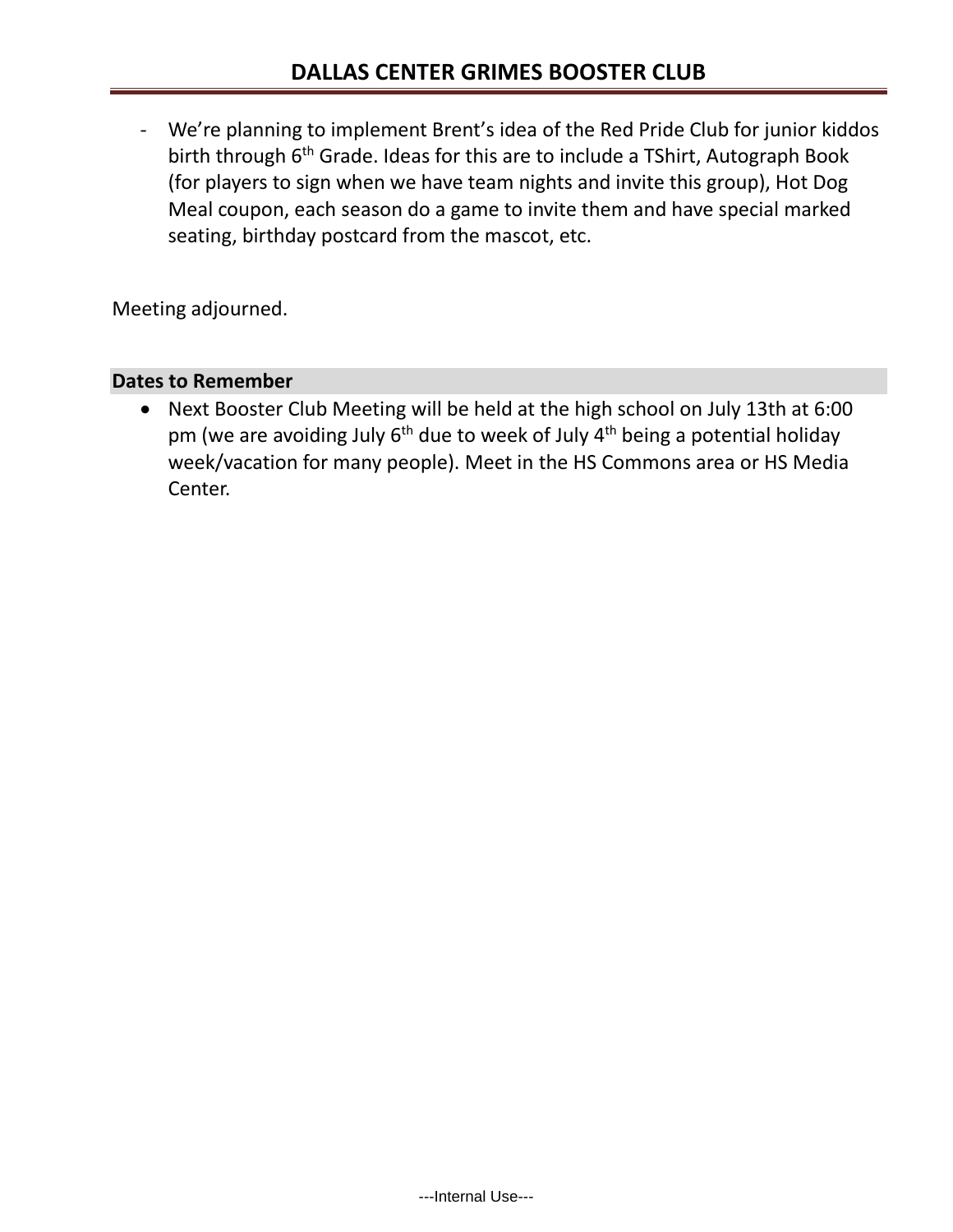- We're planning to implement Brent's idea of the Red Pride Club for junior kiddos birth through 6th Grade. Ideas for this are to include a TShirt, Autograph Book (for players to sign when we have team nights and invite this group), Hot Dog Meal coupon, each season do a game to invite them and have special marked seating, birthday postcard from the mascot, etc.

Meeting adjourned.

**Dates to Remember**

- Next Booster Club Meeting will be held at the high school on July 13th at 6:00 pm (we are avoiding July 6th due to week of July 4th being a potential holiday week/vacation for many people). Meet in the HS Commons area or HS Media Center.